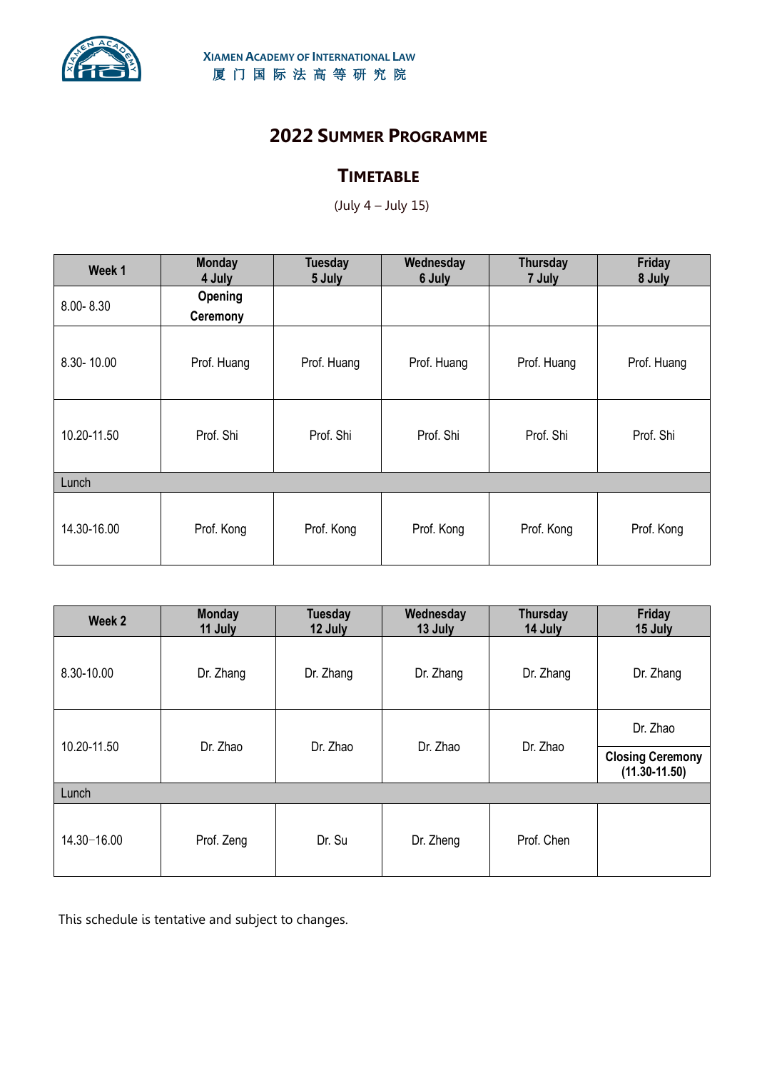XIAMEN ACADEMY OF INTERNATIONAL LAW
厦 门 国 际 法 高 等 研 究 院

# 2022 SUMMER PROGRAMME

## TIMETABLE

(July 4 – July 15)

| Week 1 | Monday 4 July | Tuesday 5 July | Wednesday 6 July | Thursday 7 July | Friday 8 July |
|---|---|---|---|---|---|
| 8.00- 8.30 | **Opening Ceremony** | | | | |
| 8.30- 10.00 | Prof. Huang | Prof. Huang | Prof. Huang | Prof. Huang | Prof. Huang |
| 10.20-11.50 | Prof. Shi | Prof. Shi | Prof. Shi | Prof. Shi | Prof. Shi |
| Lunch | | | | | |
| 14.30-16.00 | Prof. Kong | Prof. Kong | Prof. Kong | Prof. Kong | Prof. Kong |

| Week 2 | Monday 11 July | Tuesday 12 July | Wednesday 13 July | Thursday 14 July | Friday 15 July |
|---|---|---|---|---|---|
| 8.30-10.00 | Dr. Zhang | Dr. Zhang | Dr. Zhang | Dr. Zhang | Dr. Zhang |
| 10.20-11.50 | Dr. Zhao | Dr. Zhao | Dr. Zhao | Dr. Zhao | Dr. Zhao<br>**Closing Ceremony (11.30-11.50)** |
| Lunch | | | | | |
| 14.30–16.00 | Prof. Zeng | Dr. Su | Dr. Zheng | Prof. Chen | |

This schedule is tentative and subject to changes.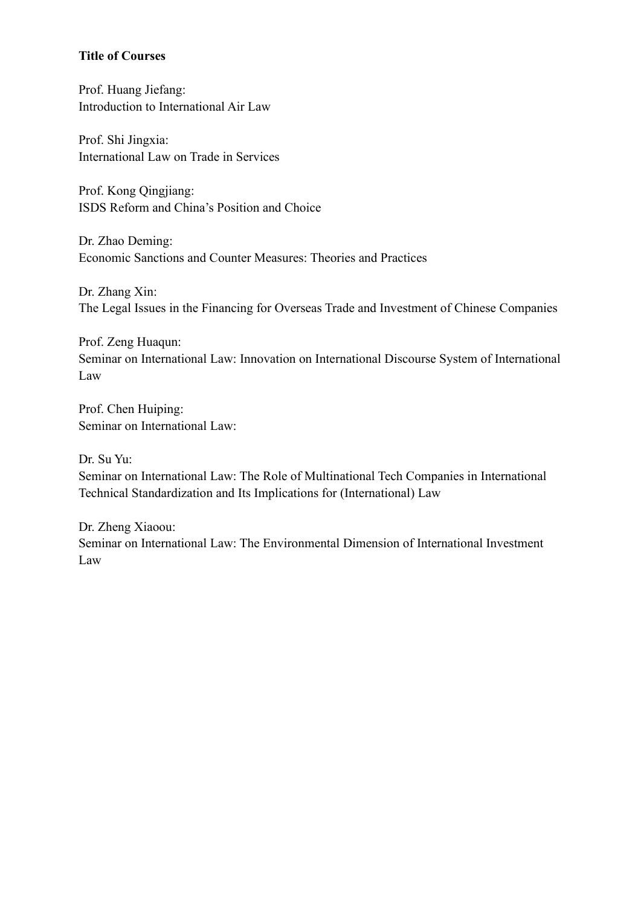**Title of Courses**

Prof. Huang Jiefang:
Introduction to International Air Law

Prof. Shi Jingxia:
International Law on Trade in Services

Prof. Kong Qingjiang:
ISDS Reform and China's Position and Choice

Dr. Zhao Deming:
Economic Sanctions and Counter Measures: Theories and Practices

Dr. Zhang Xin:
The Legal Issues in the Financing for Overseas Trade and Investment of Chinese Companies

Prof. Zeng Huaqun:
Seminar on International Law: Innovation on International Discourse System of International Law

Prof. Chen Huiping:
Seminar on International Law:

Dr. Su Yu:
Seminar on International Law: The Role of Multinational Tech Companies in International Technical Standardization and Its Implications for (International) Law

Dr. Zheng Xiaoou:
Seminar on International Law: The Environmental Dimension of International Investment Law